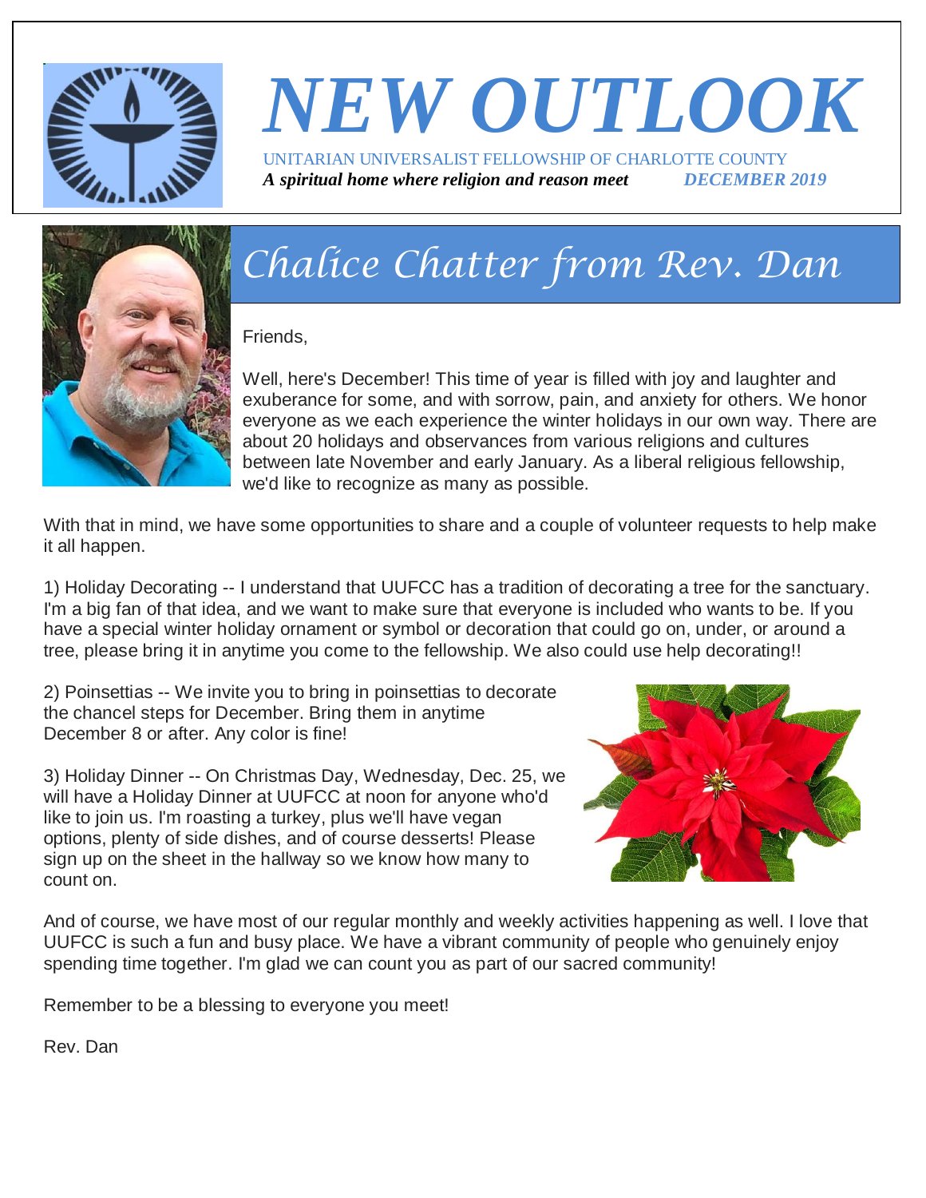# NEW OUTLOOK

UNITARIAN UNIVERSALIST FELLOWSHIP OF CHARLOTTE COUNTY

***A spiritual home where religion and reason meet*** ***DECEMBER 2019***

## *Chalice Chatter from Rev. Dan*

Friends,

Well, here's December! This time of year is filled with joy and laughter and exuberance for some, and with sorrow, pain, and anxiety for others. We honor everyone as we each experience the winter holidays in our own way. There are about 20 holidays and observances from various religions and cultures between late November and early January. As a liberal religious fellowship, we'd like to recognize as many as possible.

With that in mind, we have some opportunities to share and a couple of volunteer requests to help make it all happen.

1) Holiday Decorating -- I understand that UUFCC has a tradition of decorating a tree for the sanctuary. I'm a big fan of that idea, and we want to make sure that everyone is included who wants to be. If you have a special winter holiday ornament or symbol or decoration that could go on, under, or around a tree, please bring it in anytime you come to the fellowship. We also could use help decorating!!

2) Poinsettias -- We invite you to bring in poinsettias to decorate the chancel steps for December. Bring them in anytime December 8 or after. Any color is fine!

3) Holiday Dinner -- On Christmas Day, Wednesday, Dec. 25, we will have a Holiday Dinner at UUFCC at noon for anyone who'd like to join us. I'm roasting a turkey, plus we'll have vegan options, plenty of side dishes, and of course desserts! Please sign up on the sheet in the hallway so we know how many to count on.

And of course, we have most of our regular monthly and weekly activities happening as well. I love that UUFCC is such a fun and busy place. We have a vibrant community of people who genuinely enjoy spending time together. I'm glad we can count you as part of our sacred community!

Remember to be a blessing to everyone you meet!

Rev. Dan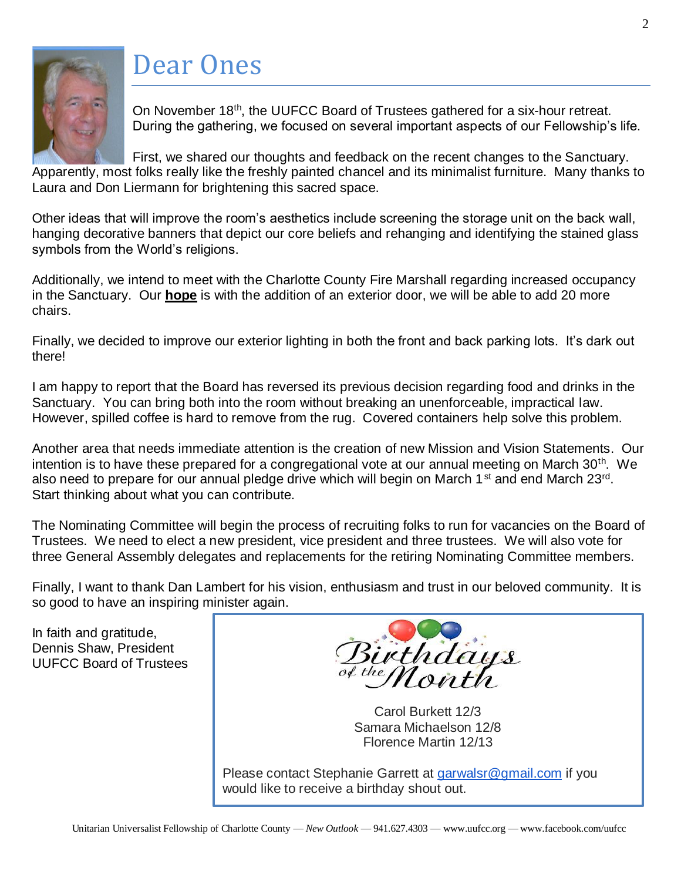# Dear Ones

On November 18th, the UUFCC Board of Trustees gathered for a six-hour retreat. During the gathering, we focused on several important aspects of our Fellowship's life.

First, we shared our thoughts and feedback on the recent changes to the Sanctuary. Apparently, most folks really like the freshly painted chancel and its minimalist furniture. Many thanks to Laura and Don Liermann for brightening this sacred space.

Other ideas that will improve the room's aesthetics include screening the storage unit on the back wall, hanging decorative banners that depict our core beliefs and rehanging and identifying the stained glass symbols from the World's religions.

Additionally, we intend to meet with the Charlotte County Fire Marshall regarding increased occupancy in the Sanctuary. Our **hope** is with the addition of an exterior door, we will be able to add 20 more chairs.

Finally, we decided to improve our exterior lighting in both the front and back parking lots. It's dark out there!

I am happy to report that the Board has reversed its previous decision regarding food and drinks in the Sanctuary. You can bring both into the room without breaking an unenforceable, impractical law. However, spilled coffee is hard to remove from the rug. Covered containers help solve this problem.

Another area that needs immediate attention is the creation of new Mission and Vision Statements. Our intention is to have these prepared for a congregational vote at our annual meeting on March 30th. We also need to prepare for our annual pledge drive which will begin on March 1st and end March 23rd. Start thinking about what you can contribute.

The Nominating Committee will begin the process of recruiting folks to run for vacancies on the Board of Trustees. We need to elect a new president, vice president and three trustees. We will also vote for three General Assembly delegates and replacements for the retiring Nominating Committee members.

Finally, I want to thank Dan Lambert for his vision, enthusiasm and trust in our beloved community. It is so good to have an inspiring minister again.

In faith and gratitude,
Dennis Shaw, President
UUFCC Board of Trustees

## Birthdays of the Month

Carol Burkett 12/3
Samara Michaelson 12/8
Florence Martin 12/13

Please contact Stephanie Garrett at garwalsr@gmail.com if you would like to receive a birthday shout out.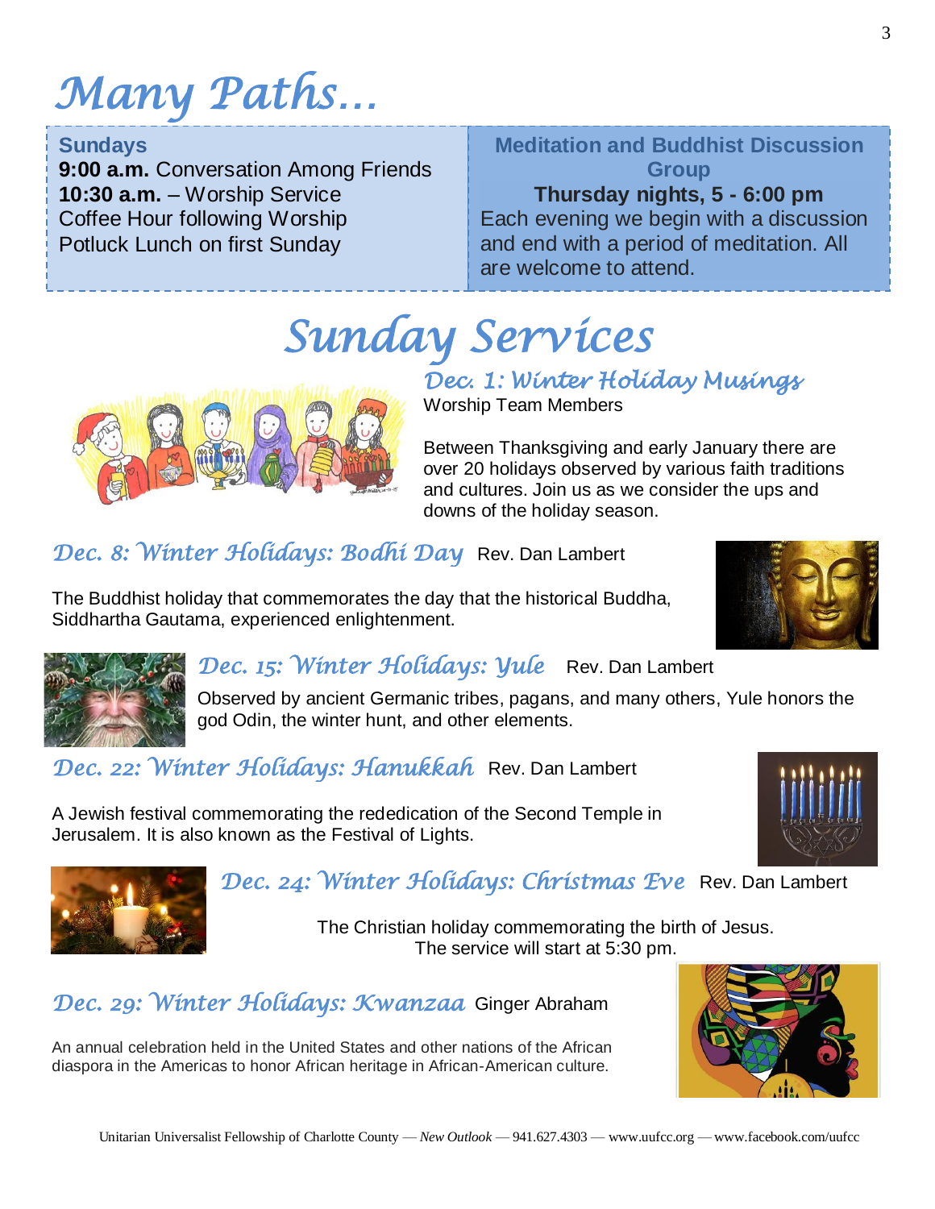# Many Paths…

**Sundays**
**9:00 a.m.** Conversation Among Friends
**10:30 a.m.** – Worship Service
Coffee Hour following Worship
Potluck Lunch on first Sunday

**Meditation and Buddhist Discussion Group**
**Thursday nights, 5 - 6:00 pm**
Each evening we begin with a discussion and end with a period of meditation. All are welcome to attend.

# Sunday Services

## *Dec. 1: Winter Holiday Musings*

Worship Team Members

Between Thanksgiving and early January there are over 20 holidays observed by various faith traditions and cultures. Join us as we consider the ups and downs of the holiday season.

## *Dec. 8: Winter Holidays: Bodhi Day* Rev. Dan Lambert

The Buddhist holiday that commemorates the day that the historical Buddha, Siddhartha Gautama, experienced enlightenment.

## *Dec. 15: Winter Holidays: Yule* Rev. Dan Lambert

Observed by ancient Germanic tribes, pagans, and many others, Yule honors the god Odin, the winter hunt, and other elements.

## *Dec. 22: Winter Holidays: Hanukkah* Rev. Dan Lambert

A Jewish festival commemorating the rededication of the Second Temple in Jerusalem. It is also known as the Festival of Lights.

## *Dec. 24: Winter Holidays: Christmas Eve* Rev. Dan Lambert

The Christian holiday commemorating the birth of Jesus.
The service will start at 5:30 pm.

## *Dec. 29: Winter Holidays: Kwanzaa* Ginger Abraham

An annual celebration held in the United States and other nations of the African diaspora in the Americas to honor African heritage in African-American culture.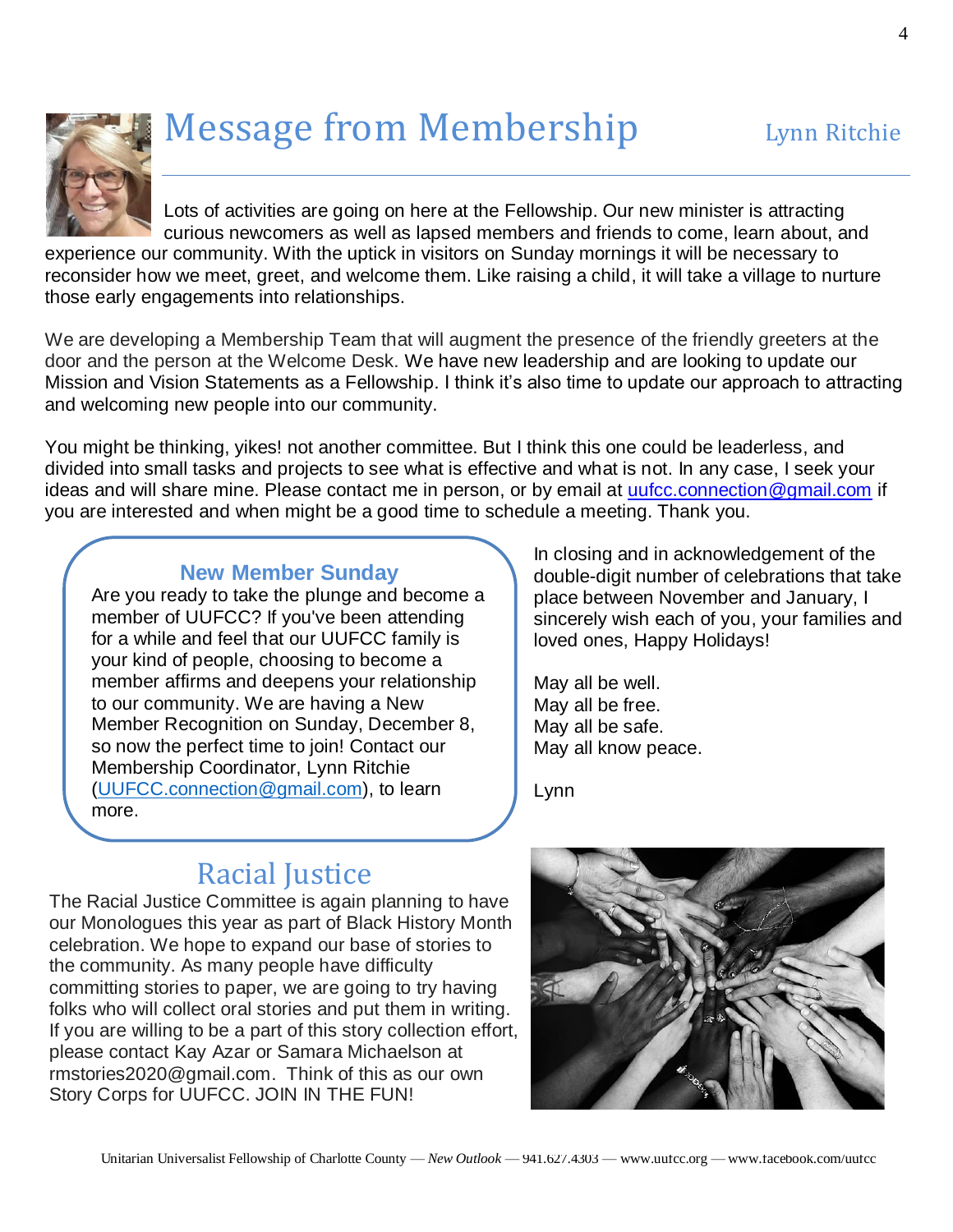# Message from Membership

Lynn Ritchie

Lots of activities are going on here at the Fellowship. Our new minister is attracting curious newcomers as well as lapsed members and friends to come, learn about, and experience our community. With the uptick in visitors on Sunday mornings it will be necessary to reconsider how we meet, greet, and welcome them. Like raising a child, it will take a village to nurture those early engagements into relationships.

We are developing a Membership Team that will augment the presence of the friendly greeters at the door and the person at the Welcome Desk. We have new leadership and are looking to update our Mission and Vision Statements as a Fellowship. I think it's also time to update our approach to attracting and welcoming new people into our community.

You might be thinking, yikes! not another committee. But I think this one could be leaderless, and divided into small tasks and projects to see what is effective and what is not. In any case, I seek your ideas and will share mine. Please contact me in person, or by email at uufcc.connection@gmail.com if you are interested and when might be a good time to schedule a meeting. Thank you.

### New Member Sunday

Are you ready to take the plunge and become a member of UUFCC? If you've been attending for a while and feel that our UUFCC family is your kind of people, choosing to become a member affirms and deepens your relationship to our community. We are having a New Member Recognition on Sunday, December 8, so now the perfect time to join! Contact our Membership Coordinator, Lynn Ritchie (UUFCC.connection@gmail.com), to learn more.

In closing and in acknowledgement of the double-digit number of celebrations that take place between November and January, I sincerely wish each of you, your families and loved ones, Happy Holidays!

May all be well.
May all be free.
May all be safe.
May all know peace.

Lynn

# Racial Justice

The Racial Justice Committee is again planning to have our Monologues this year as part of Black History Month celebration. We hope to expand our base of stories to the community. As many people have difficulty committing stories to paper, we are going to try having folks who will collect oral stories and put them in writing. If you are willing to be a part of this story collection effort, please contact Kay Azar or Samara Michaelson at rmstories2020@gmail.com. Think of this as our own Story Corps for UUFCC. JOIN IN THE FUN!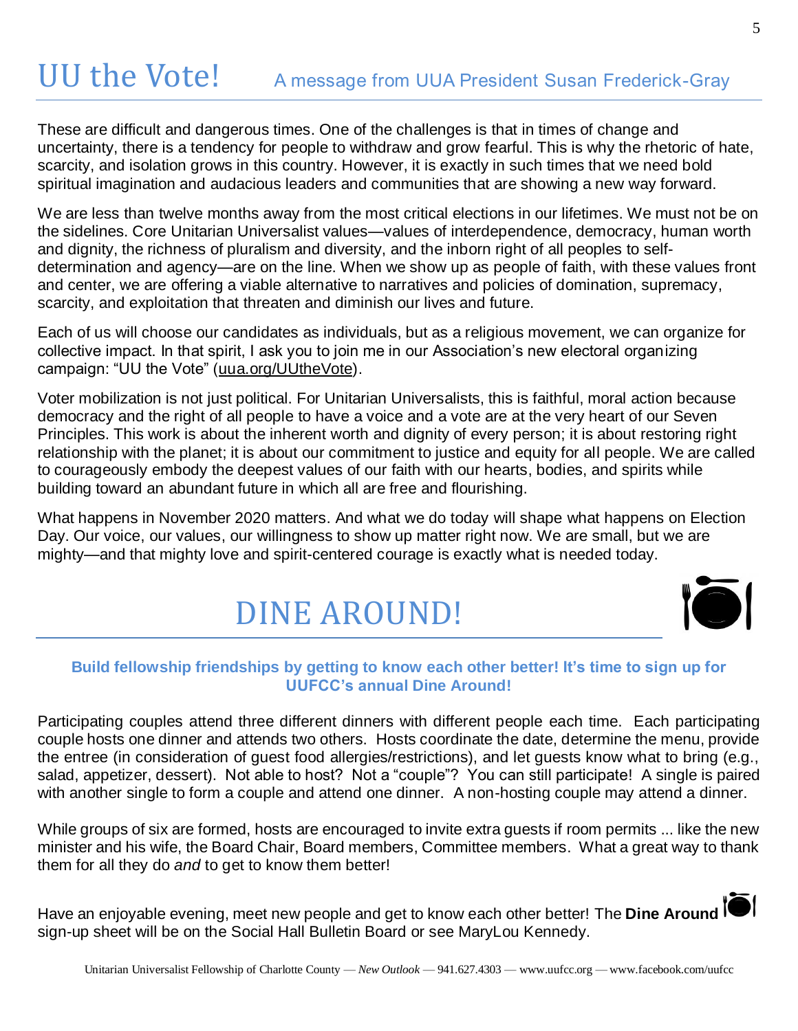# UU the Vote!

## A message from UUA President Susan Frederick-Gray

These are difficult and dangerous times. One of the challenges is that in times of change and uncertainty, there is a tendency for people to withdraw and grow fearful. This is why the rhetoric of hate, scarcity, and isolation grows in this country. However, it is exactly in such times that we need bold spiritual imagination and audacious leaders and communities that are showing a new way forward.

We are less than twelve months away from the most critical elections in our lifetimes. We must not be on the sidelines. Core Unitarian Universalist values—values of interdependence, democracy, human worth and dignity, the richness of pluralism and diversity, and the inborn right of all peoples to self-determination and agency—are on the line. When we show up as people of faith, with these values front and center, we are offering a viable alternative to narratives and policies of domination, supremacy, scarcity, and exploitation that threaten and diminish our lives and future.

Each of us will choose our candidates as individuals, but as a religious movement, we can organize for collective impact. In that spirit, I ask you to join me in our Association's new electoral organizing campaign: "UU the Vote" (uua.org/UUtheVote).

Voter mobilization is not just political. For Unitarian Universalists, this is faithful, moral action because democracy and the right of all people to have a voice and a vote are at the very heart of our Seven Principles. This work is about the inherent worth and dignity of every person; it is about restoring right relationship with the planet; it is about our commitment to justice and equity for all people. We are called to courageously embody the deepest values of our faith with our hearts, bodies, and spirits while building toward an abundant future in which all are free and flourishing.

What happens in November 2020 matters. And what we do today will shape what happens on Election Day. Our voice, our values, our willingness to show up matter right now. We are small, but we are mighty—and that mighty love and spirit-centered courage is exactly what is needed today.

# DINE AROUND!

**Build fellowship friendships by getting to know each other better! It's time to sign up for UUFCC's annual Dine Around!**

Participating couples attend three different dinners with different people each time. Each participating couple hosts one dinner and attends two others. Hosts coordinate the date, determine the menu, provide the entree (in consideration of guest food allergies/restrictions), and let guests know what to bring (e.g., salad, appetizer, dessert). Not able to host? Not a "couple"? You can still participate! A single is paired with another single to form a couple and attend one dinner. A non-hosting couple may attend a dinner.

While groups of six are formed, hosts are encouraged to invite extra guests if room permits ... like the new minister and his wife, the Board Chair, Board members, Committee members. What a great way to thank them for all they do *and* to get to know them better!

Have an enjoyable evening, meet new people and get to know each other better! The **Dine Around** sign-up sheet will be on the Social Hall Bulletin Board or see MaryLou Kennedy.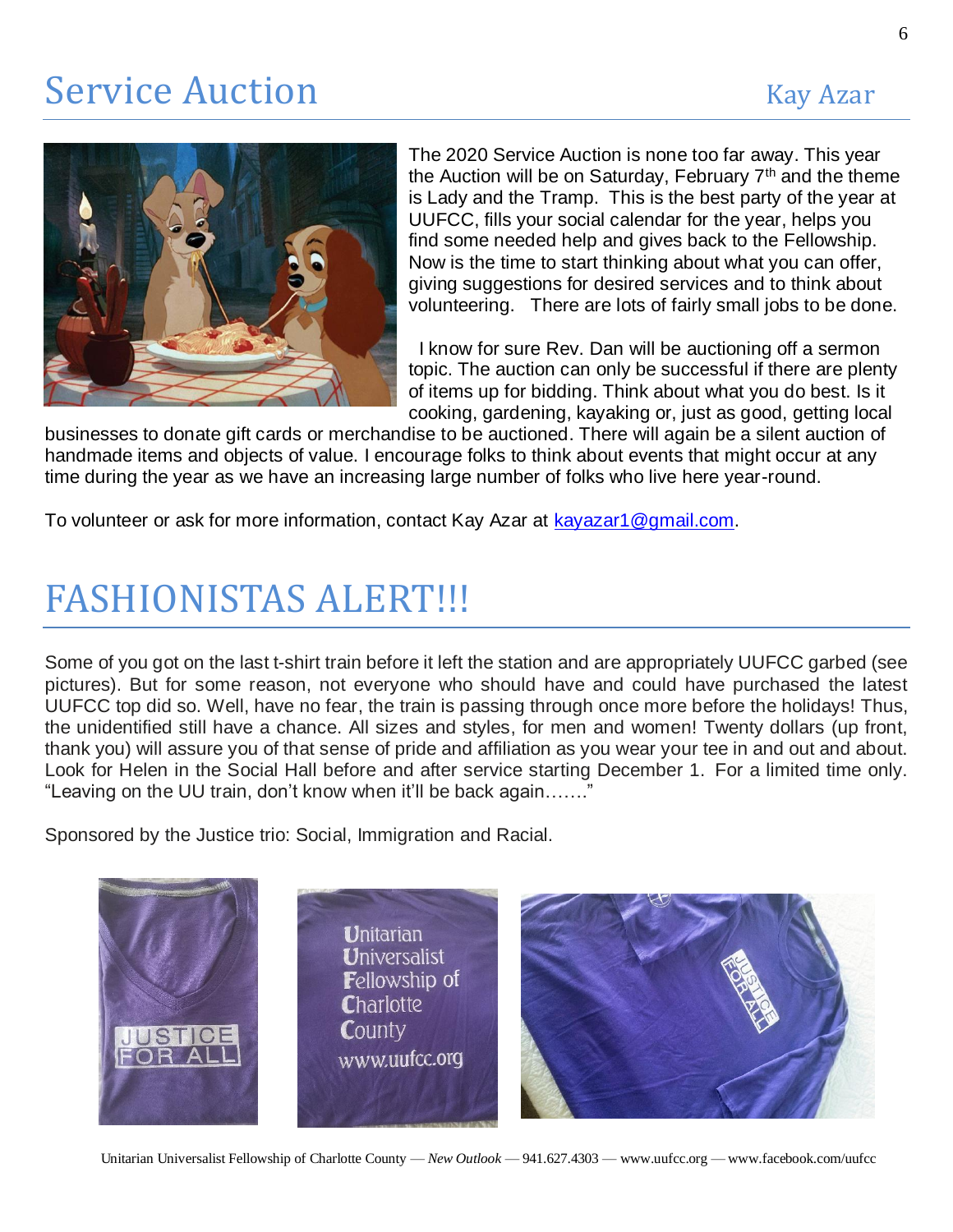# Service Auction

Kay Azar

The 2020 Service Auction is none too far away. This year the Auction will be on Saturday, February 7th and the theme is Lady and the Tramp. This is the best party of the year at UUFCC, fills your social calendar for the year, helps you find some needed help and gives back to the Fellowship. Now is the time to start thinking about what you can offer, giving suggestions for desired services and to think about volunteering. There are lots of fairly small jobs to be done.

I know for sure Rev. Dan will be auctioning off a sermon topic. The auction can only be successful if there are plenty of items up for bidding. Think about what you do best. Is it cooking, gardening, kayaking or, just as good, getting local businesses to donate gift cards or merchandise to be auctioned. There will again be a silent auction of handmade items and objects of value. I encourage folks to think about events that might occur at any time during the year as we have an increasing large number of folks who live here year-round.

To volunteer or ask for more information, contact Kay Azar at kayazar1@gmail.com.

# FASHIONISTAS ALERT!!!

Some of you got on the last t-shirt train before it left the station and are appropriately UUFCC garbed (see pictures). But for some reason, not everyone who should have and could have purchased the latest UUFCC top did so. Well, have no fear, the train is passing through once more before the holidays! Thus, the unidentified still have a chance. All sizes and styles, for men and women! Twenty dollars (up front, thank you) will assure you of that sense of pride and affiliation as you wear your tee in and out and about. Look for Helen in the Social Hall before and after service starting December 1. For a limited time only. "Leaving on the UU train, don't know when it'll be back again……."

Sponsored by the Justice trio: Social, Immigration and Racial.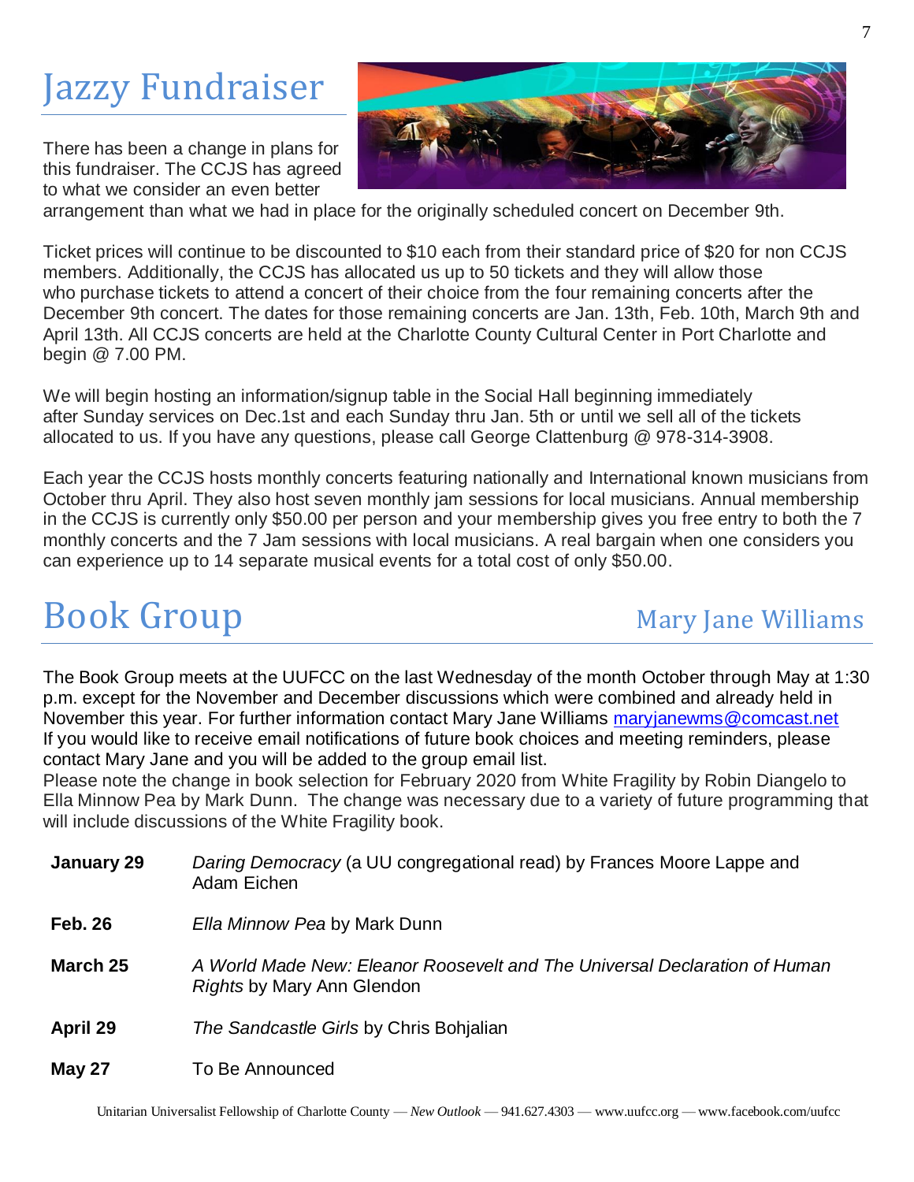# Jazzy Fundraiser

There has been a change in plans for this fundraiser. The CCJS has agreed to what we consider an even better arrangement than what we had in place for the originally scheduled concert on December 9th.

Ticket prices will continue to be discounted to $10 each from their standard price of $20 for non CCJS members. Additionally, the CCJS has allocated us up to 50 tickets and they will allow those who purchase tickets to attend a concert of their choice from the four remaining concerts after the December 9th concert. The dates for those remaining concerts are Jan. 13th, Feb. 10th, March 9th and April 13th. All CCJS concerts are held at the Charlotte County Cultural Center in Port Charlotte and begin @ 7.00 PM.

We will begin hosting an information/signup table in the Social Hall beginning immediately after Sunday services on Dec.1st and each Sunday thru Jan. 5th or until we sell all of the tickets allocated to us. If you have any questions, please call George Clattenburg @ 978-314-3908.

Each year the CCJS hosts monthly concerts featuring nationally and International known musicians from October thru April. They also host seven monthly jam sessions for local musicians. Annual membership in the CCJS is currently only $50.00 per person and your membership gives you free entry to both the 7 monthly concerts and the 7 Jam sessions with local musicians. A real bargain when one considers you can experience up to 14 separate musical events for a total cost of only $50.00.

# Book Group

Mary Jane Williams

The Book Group meets at the UUFCC on the last Wednesday of the month October through May at 1:30 p.m. except for the November and December discussions which were combined and already held in November this year. For further information contact Mary Jane Williams maryjanewms@comcast.net

If you would like to receive email notifications of future book choices and meeting reminders, please contact Mary Jane and you will be added to the group email list.

Please note the change in book selection for February 2020 from White Fragility by Robin Diangelo to Ella Minnow Pea by Mark Dunn. The change was necessary due to a variety of future programming that will include discussions of the White Fragility book.

| | |
|---|---|
| **January 29** | *Daring Democracy* (a UU congregational read) by Frances Moore Lappe and Adam Eichen |
| **Feb. 26** | *Ella Minnow Pea* by Mark Dunn |
| **March 25** | *A World Made New: Eleanor Roosevelt and The Universal Declaration of Human Rights* by Mary Ann Glendon |
| **April 29** | *The Sandcastle Girls* by Chris Bohjalian |
| **May 27** | To Be Announced |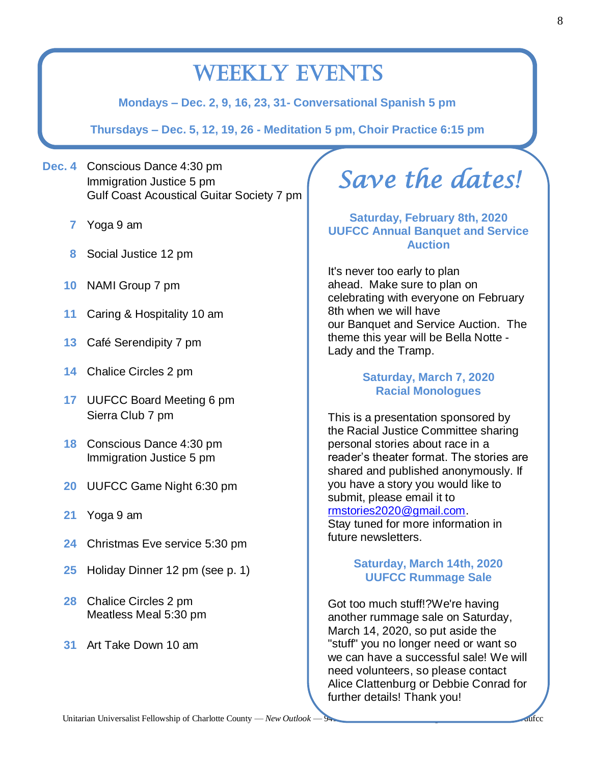# WEEKLY EVENTS

**Mondays – Dec. 2, 9, 16, 23, 31- Conversational Spanish 5 pm**

**Thursdays – Dec. 5, 12, 19, 26 - Meditation 5 pm, Choir Practice 6:15 pm**

**Dec. 4** Conscious Dance 4:30 pm
Immigration Justice 5 pm
Gulf Coast Acoustical Guitar Society 7 pm

**7** Yoga 9 am

**8** Social Justice 12 pm

**10** NAMI Group 7 pm

**11** Caring & Hospitality 10 am

**13** Café Serendipity 7 pm

**14** Chalice Circles 2 pm

**17** UUFCC Board Meeting 6 pm
Sierra Club 7 pm

**18** Conscious Dance 4:30 pm
Immigration Justice 5 pm

**20** UUFCC Game Night 6:30 pm

**21** Yoga 9 am

**24** Christmas Eve service 5:30 pm

**25** Holiday Dinner 12 pm (see p. 1)

**28** Chalice Circles 2 pm
Meatless Meal 5:30 pm

**31** Art Take Down 10 am

## *Save the dates!*

**Saturday, February 8th, 2020**
**UUFCC Annual Banquet and Service Auction**

It's never too early to plan ahead. Make sure to plan on celebrating with everyone on February 8th when we will have our Banquet and Service Auction. The theme this year will be Bella Notte - Lady and the Tramp.

**Saturday, March 7, 2020**
**Racial Monologues**

This is a presentation sponsored by the Racial Justice Committee sharing personal stories about race in a reader's theater format. The stories are shared and published anonymously. If you have a story you would like to submit, please email it to rmstories2020@gmail.com. Stay tuned for more information in future newsletters.

**Saturday, March 14th, 2020**
**UUFCC Rummage Sale**

Got too much stuff!?We're having another rummage sale on Saturday, March 14, 2020, so put aside the "stuff" you no longer need or want so we can have a successful sale! We will need volunteers, so please contact Alice Clattenburg or Debbie Conrad for further details! Thank you!